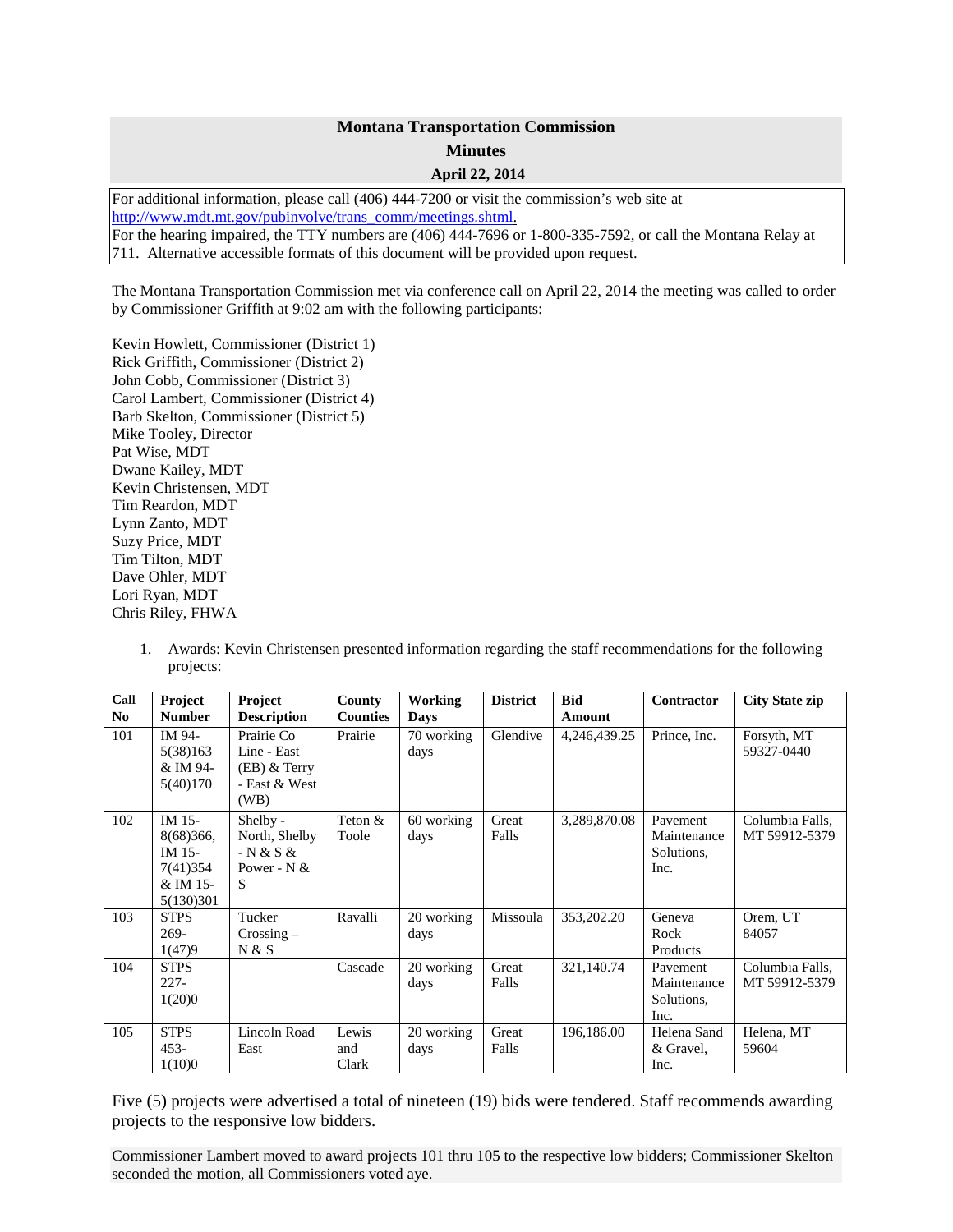# Montana Transportation Commission
## Minutes
### April 22, 2014

For additional information, please call (406) 444-7200 or visit the commission's web site at http://www.mdt.mt.gov/pubinvolve/trans_comm/meetings.shtml.
For the hearing impaired, the TTY numbers are (406) 444-7696 or 1-800-335-7592, or call the Montana Relay at 711. Alternative accessible formats of this document will be provided upon request.

The Montana Transportation Commission met via conference call on April 22, 2014 the meeting was called to order by Commissioner Griffith at 9:02 am with the following participants:

Kevin Howlett, Commissioner (District 1)
Rick Griffith, Commissioner (District 2)
John Cobb, Commissioner (District 3)
Carol Lambert, Commissioner (District 4)
Barb Skelton, Commissioner (District 5)
Mike Tooley, Director
Pat Wise, MDT
Dwane Kailey, MDT
Kevin Christensen, MDT
Tim Reardon, MDT
Lynn Zanto, MDT
Suzy Price, MDT
Tim Tilton, MDT
Dave Ohler, MDT
Lori Ryan, MDT
Chris Riley, FHWA

1. Awards: Kevin Christensen presented information regarding the staff recommendations for the following projects:

| Call No | Project Number | Project Description | County Counties | Working Days | District | Bid Amount | Contractor | City State zip |
|---|---|---|---|---|---|---|---|---|
| 101 | IM 94-5(38)163 & IM 94-5(40)170 | Prairie Co Line - East (EB) & Terry - East & West (WB) | Prairie | 70 working days | Glendive | 4,246,439.25 | Prince, Inc. | Forsyth, MT 59327-0440 |
| 102 | IM 15-8(68)366, IM 15-7(41)354 & IM 15-5(130)301 | Shelby - North, Shelby - N & S & Power - N & S | Teton & Toole | 60 working days | Great Falls | 3,289,870.08 | Pavement Maintenance Solutions, Inc. | Columbia Falls, MT 59912-5379 |
| 103 | STPS 269-1(47)9 | Tucker Crossing – N & S | Ravalli | 20 working days | Missoula | 353,202.20 | Geneva Rock Products | Orem, UT 84057 |
| 104 | STPS 227-1(20)0 | | Cascade | 20 working days | Great Falls | 321,140.74 | Pavement Maintenance Solutions, Inc. | Columbia Falls, MT 59912-5379 |
| 105 | STPS 453-1(10)0 | Lincoln Road East | Lewis and Clark | 20 working days | Great Falls | 196,186.00 | Helena Sand & Gravel, Inc. | Helena, MT 59604 |

Five (5) projects were advertised a total of nineteen (19) bids were tendered. Staff recommends awarding projects to the responsive low bidders.

Commissioner Lambert moved to award projects 101 thru 105 to the respective low bidders; Commissioner Skelton seconded the motion, all Commissioners voted aye.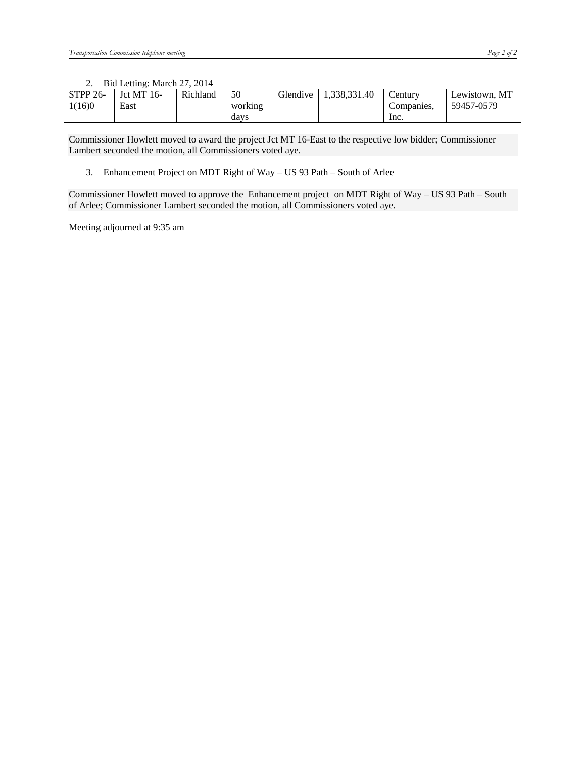2. Bid Letting: March 27, 2014

| | | | | | | | |
|---|---|---|---|---|---|---|---|
| STPP 26-1(16)0 | Jct MT 16-East | Richland | 50 working days | Glendive | 1,338,331.40 | Century Companies, Inc. | Lewistown, MT 59457-0579 |

Commissioner Howlett moved to award the project Jct MT 16-East to the respective low bidder; Commissioner Lambert seconded the motion, all Commissioners voted aye.

3. Enhancement Project on MDT Right of Way – US 93 Path – South of Arlee

Commissioner Howlett moved to approve the Enhancement project on MDT Right of Way – US 93 Path – South of Arlee; Commissioner Lambert seconded the motion, all Commissioners voted aye.

Meeting adjourned at 9:35 am